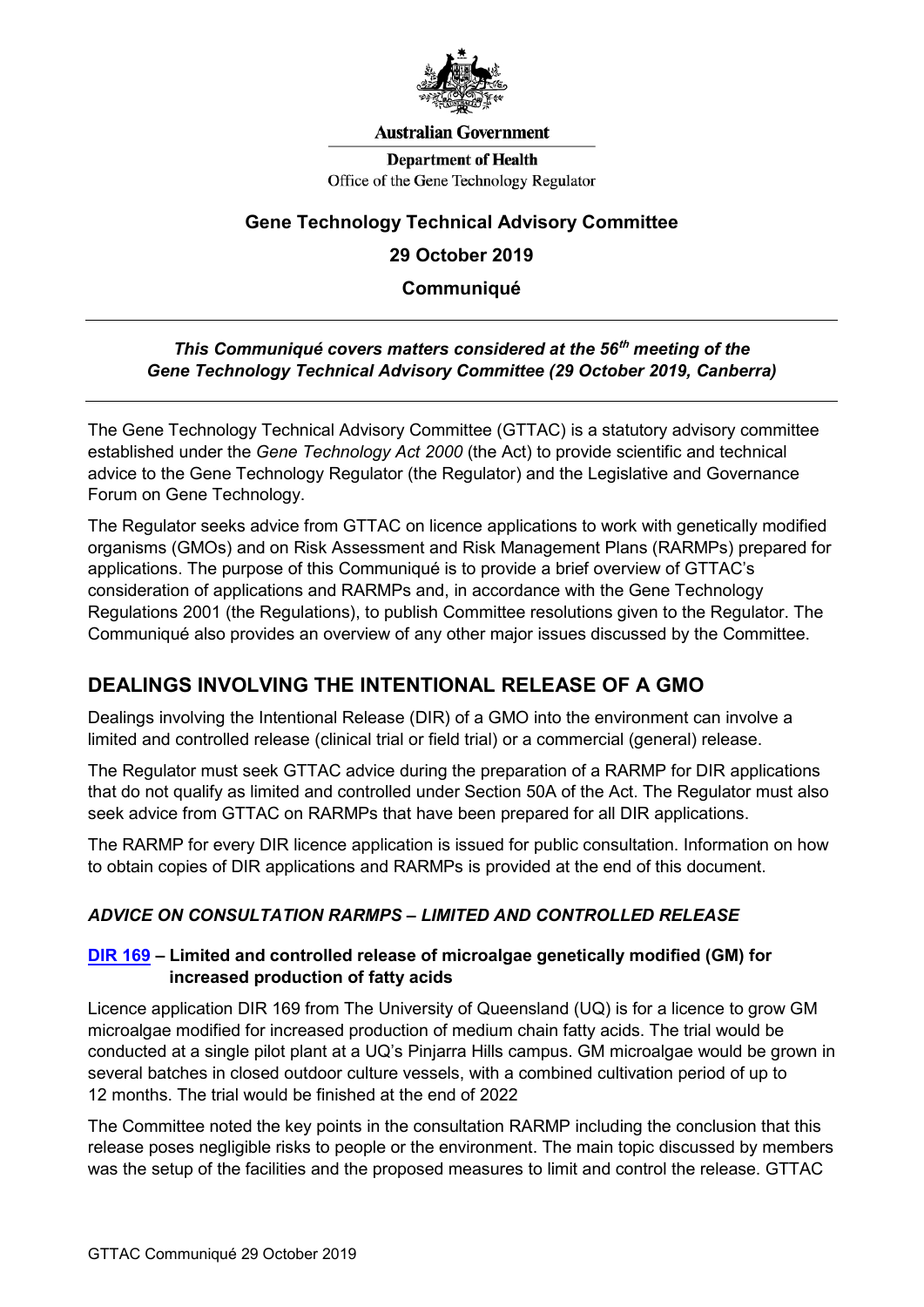Australian Government

Department of Health
Office of the Gene Technology Regulator

# Gene Technology Technical Advisory Committee

## 29 October 2019

## Communiqué

***This Communiqué covers matters considered at the 56th meeting of the Gene Technology Technical Advisory Committee (29 October 2019, Canberra)***

The Gene Technology Technical Advisory Committee (GTTAC) is a statutory advisory committee established under the *Gene Technology Act 2000* (the Act) to provide scientific and technical advice to the Gene Technology Regulator (the Regulator) and the Legislative and Governance Forum on Gene Technology.

The Regulator seeks advice from GTTAC on licence applications to work with genetically modified organisms (GMOs) and on Risk Assessment and Risk Management Plans (RARMPs) prepared for applications. The purpose of this Communiqué is to provide a brief overview of GTTAC's consideration of applications and RARMPs and, in accordance with the Gene Technology Regulations 2001 (the Regulations), to publish Committee resolutions given to the Regulator. The Communiqué also provides an overview of any other major issues discussed by the Committee.

## DEALINGS INVOLVING THE INTENTIONAL RELEASE OF A GMO

Dealings involving the Intentional Release (DIR) of a GMO into the environment can involve a limited and controlled release (clinical trial or field trial) or a commercial (general) release.

The Regulator must seek GTTAC advice during the preparation of a RARMP for DIR applications that do not qualify as limited and controlled under Section 50A of the Act. The Regulator must also seek advice from GTTAC on RARMPs that have been prepared for all DIR applications.

The RARMP for every DIR licence application is issued for public consultation. Information on how to obtain copies of DIR applications and RARMPs is provided at the end of this document.

### *ADVICE ON CONSULTATION RARMPS – LIMITED AND CONTROLLED RELEASE*

#### DIR 169 – Limited and controlled release of microalgae genetically modified (GM) for increased production of fatty acids

Licence application DIR 169 from The University of Queensland (UQ) is for a licence to grow GM microalgae modified for increased production of medium chain fatty acids. The trial would be conducted at a single pilot plant at a UQ's Pinjarra Hills campus. GM microalgae would be grown in several batches in closed outdoor culture vessels, with a combined cultivation period of up to 12 months. The trial would be finished at the end of 2022

The Committee noted the key points in the consultation RARMP including the conclusion that this release poses negligible risks to people or the environment. The main topic discussed by members was the setup of the facilities and the proposed measures to limit and control the release. GTTAC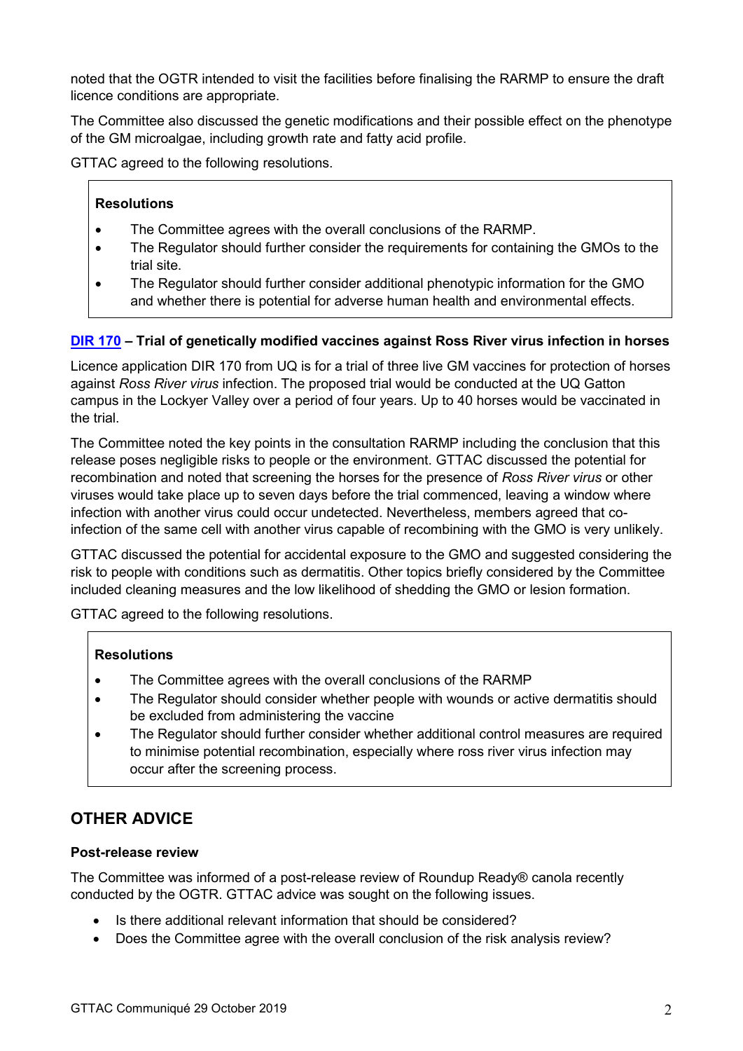noted that the OGTR intended to visit the facilities before finalising the RARMP to ensure the draft licence conditions are appropriate.

The Committee also discussed the genetic modifications and their possible effect on the phenotype of the GM microalgae, including growth rate and fatty acid profile.

GTTAC agreed to the following resolutions.

> **Resolutions**
>
> - The Committee agrees with the overall conclusions of the RARMP.
> - The Regulator should further consider the requirements for containing the GMOs to the trial site.
> - The Regulator should further consider additional phenotypic information for the GMO and whether there is potential for adverse human health and environmental effects.

### DIR 170 – Trial of genetically modified vaccines against Ross River virus infection in horses

Licence application DIR 170 from UQ is for a trial of three live GM vaccines for protection of horses against *Ross River virus* infection. The proposed trial would be conducted at the UQ Gatton campus in the Lockyer Valley over a period of four years. Up to 40 horses would be vaccinated in the trial.

The Committee noted the key points in the consultation RARMP including the conclusion that this release poses negligible risks to people or the environment. GTTAC discussed the potential for recombination and noted that screening the horses for the presence of *Ross River virus* or other viruses would take place up to seven days before the trial commenced, leaving a window where infection with another virus could occur undetected. Nevertheless, members agreed that co-infection of the same cell with another virus capable of recombining with the GMO is very unlikely.

GTTAC discussed the potential for accidental exposure to the GMO and suggested considering the risk to people with conditions such as dermatitis. Other topics briefly considered by the Committee included cleaning measures and the low likelihood of shedding the GMO or lesion formation.

GTTAC agreed to the following resolutions.

> **Resolutions**
>
> - The Committee agrees with the overall conclusions of the RARMP
> - The Regulator should consider whether people with wounds or active dermatitis should be excluded from administering the vaccine
> - The Regulator should further consider whether additional control measures are required to minimise potential recombination, especially where ross river virus infection may occur after the screening process.

## OTHER ADVICE

### Post-release review

The Committee was informed of a post-release review of Roundup Ready® canola recently conducted by the OGTR. GTTAC advice was sought on the following issues.

- Is there additional relevant information that should be considered?
- Does the Committee agree with the overall conclusion of the risk analysis review?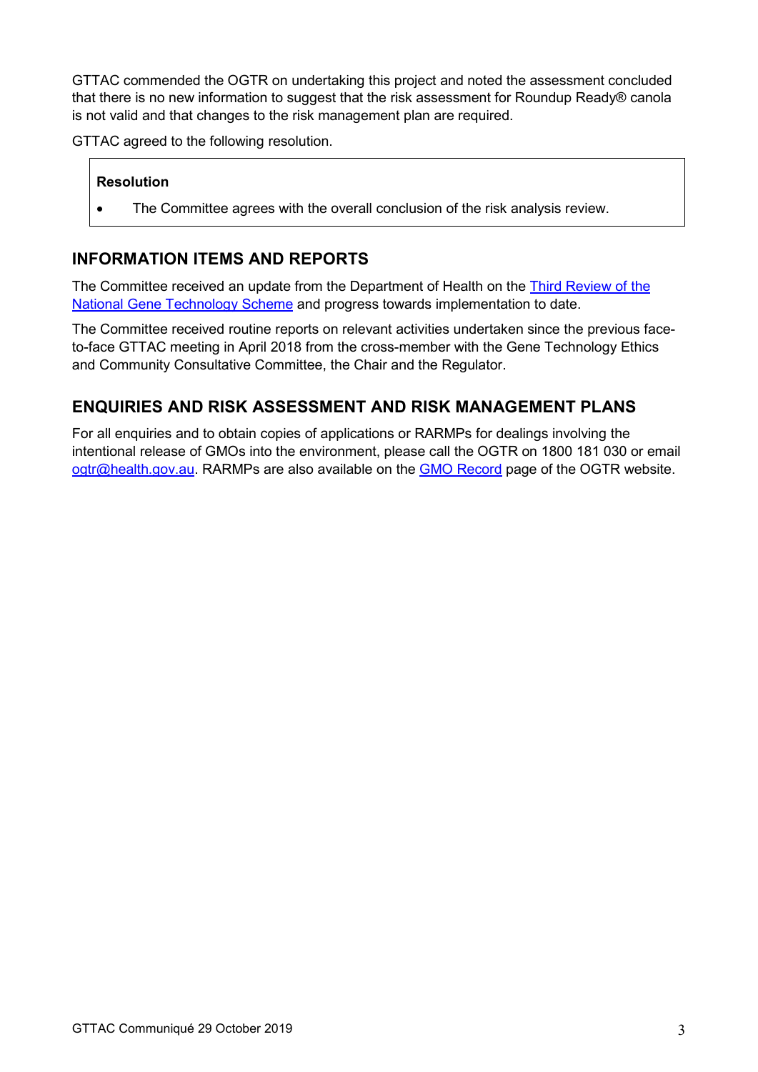GTTAC commended the OGTR on undertaking this project and noted the assessment concluded that there is no new information to suggest that the risk assessment for Roundup Ready® canola is not valid and that changes to the risk management plan are required.

GTTAC agreed to the following resolution.

> **Resolution**
>
> - The Committee agrees with the overall conclusion of the risk analysis review.

## INFORMATION ITEMS AND REPORTS

The Committee received an update from the Department of Health on the Third Review of the National Gene Technology Scheme and progress towards implementation to date.

The Committee received routine reports on relevant activities undertaken since the previous face-to-face GTTAC meeting in April 2018 from the cross-member with the Gene Technology Ethics and Community Consultative Committee, the Chair and the Regulator.

## ENQUIRIES AND RISK ASSESSMENT AND RISK MANAGEMENT PLANS

For all enquiries and to obtain copies of applications or RARMPs for dealings involving the intentional release of GMOs into the environment, please call the OGTR on 1800 181 030 or email ogtr@health.gov.au. RARMPs are also available on the GMO Record page of the OGTR website.